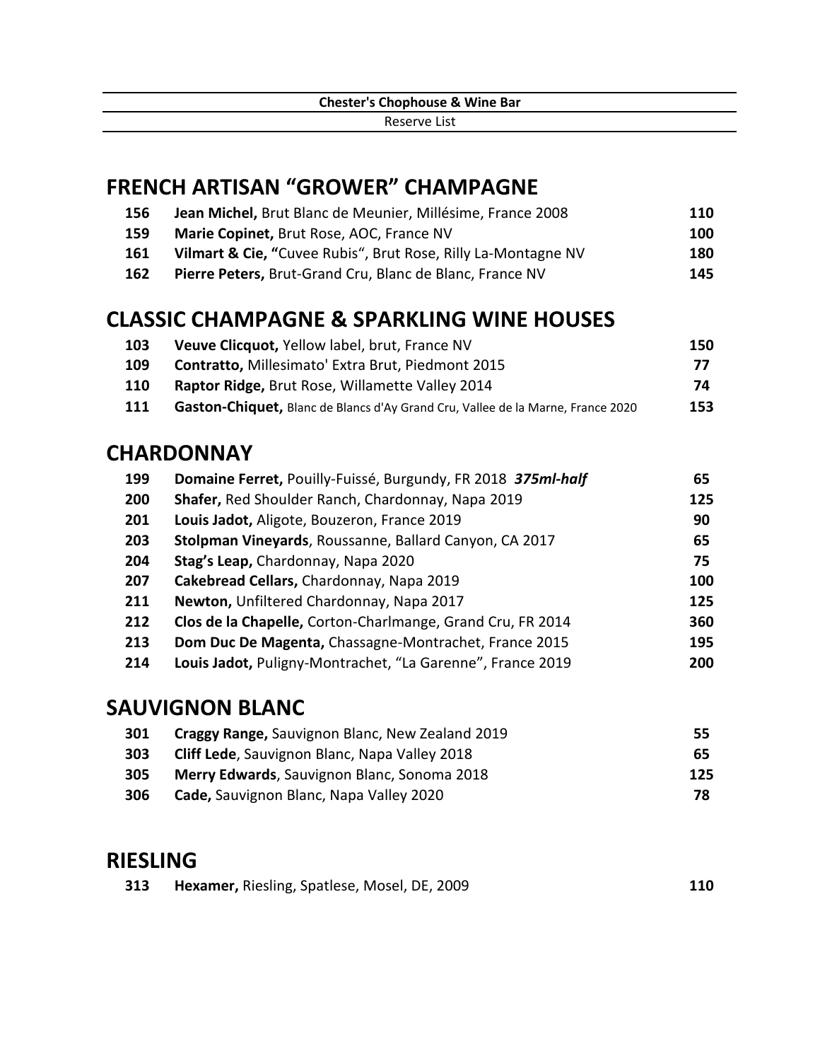**Chester's Chophouse & Wine Bar**

Reserve List

## FRENCH ARTISAN "GROWER" CHAMPAGNE

| | | |
|---|---|---|
| 156 | **Jean Michel,** Brut Blanc de Meunier, Millésime, France 2008 | **110** |
| 159 | **Marie Copinet,** Brut Rose, AOC, France NV | **100** |
| 161 | **Vilmart & Cie, "**Cuvee Rubis", Brut Rose, Rilly La-Montagne NV | **180** |
| 162 | **Pierre Peters,** Brut-Grand Cru, Blanc de Blanc, France NV | **145** |

## CLASSIC CHAMPAGNE & SPARKLING WINE HOUSES

| | | |
|---|---|---|
| 103 | **Veuve Clicquot,** Yellow label, brut, France NV | **150** |
| 109 | **Contratto,** Millesimato' Extra Brut, Piedmont 2015 | **77** |
| 110 | **Raptor Ridge,** Brut Rose, Willamette Valley 2014 | **74** |
| 111 | **Gaston-Chiquet,** Blanc de Blancs d'Ay Grand Cru, Vallee de la Marne, France 2020 | **153** |

## CHARDONNAY

| | | |
|---|---|---|
| 199 | **Domaine Ferret,** Pouilly-Fuissé, Burgundy, FR 2018 ***375ml-half*** | **65** |
| 200 | **Shafer,** Red Shoulder Ranch, Chardonnay, Napa 2019 | **125** |
| 201 | **Louis Jadot,** Aligote, Bouzeron, France 2019 | **90** |
| 203 | **Stolpman Vineyards**, Roussanne, Ballard Canyon, CA 2017 | **65** |
| 204 | **Stag's Leap,** Chardonnay, Napa 2020 | **75** |
| 207 | **Cakebread Cellars,** Chardonnay, Napa 2019 | **100** |
| 211 | **Newton,** Unfiltered Chardonnay, Napa 2017 | **125** |
| 212 | **Clos de la Chapelle,** Corton-Charlmange, Grand Cru, FR 2014 | **360** |
| 213 | **Dom Duc De Magenta,** Chassagne-Montrachet, France 2015 | **195** |
| 214 | **Louis Jadot,** Puligny-Montrachet, "La Garenne", France 2019 | **200** |

## SAUVIGNON BLANC

| | | |
|---|---|---|
| 301 | **Craggy Range,** Sauvignon Blanc, New Zealand 2019 | **55** |
| 303 | **Cliff Lede**, Sauvignon Blanc, Napa Valley 2018 | **65** |
| 305 | **Merry Edwards**, Sauvignon Blanc, Sonoma 2018 | **125** |
| 306 | **Cade,** Sauvignon Blanc, Napa Valley 2020 | **78** |

## RIESLING

| | | |
|---|---|---|
| 313 | **Hexamer,** Riesling, Spatlese, Mosel, DE, 2009 | **110** |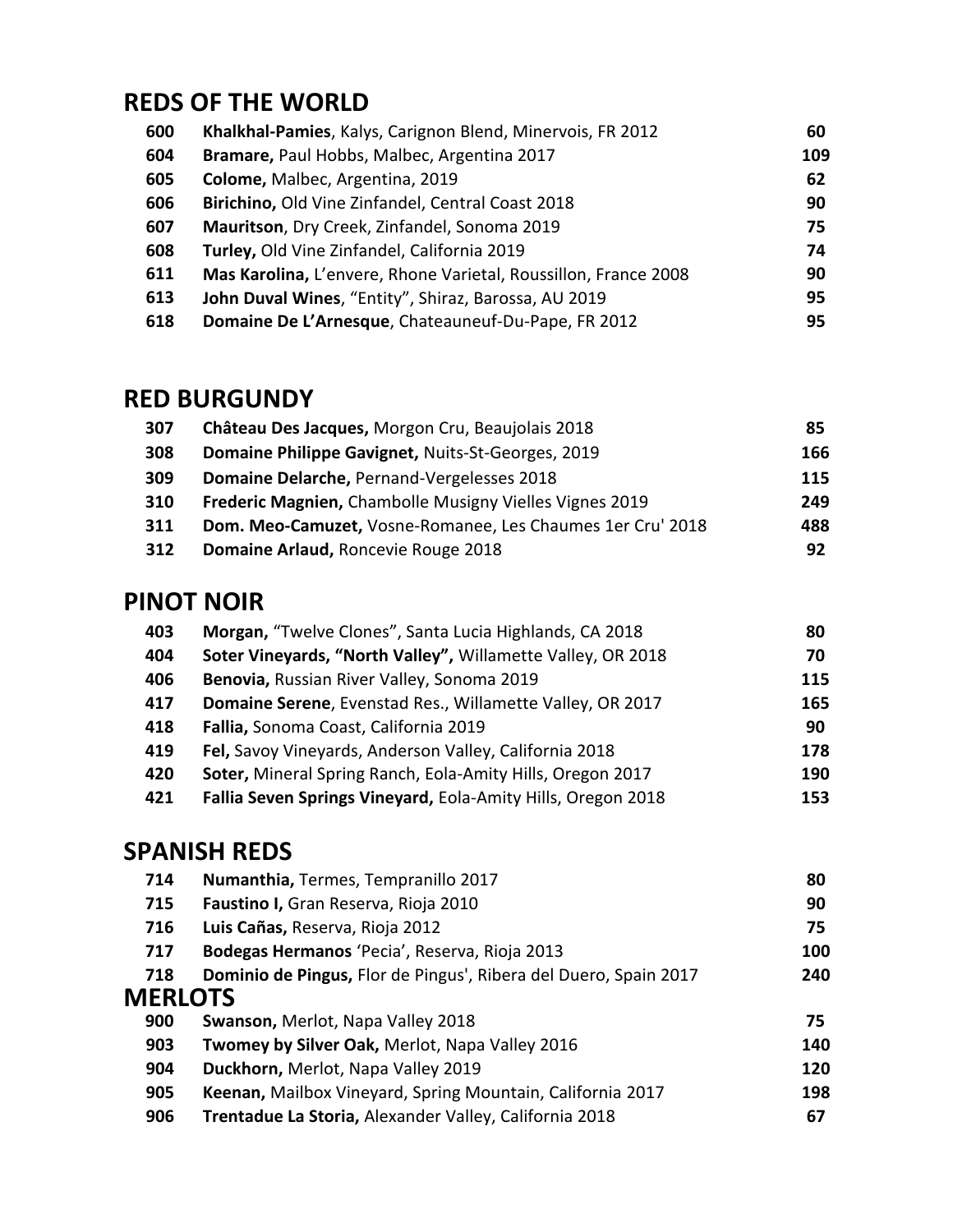## REDS OF THE WORLD

| | | |
|---|---|---|
| 600 | **Khalkhal-Pamies**, Kalys, Carignon Blend, Minervois, FR 2012 | 60 |
| 604 | **Bramare,** Paul Hobbs, Malbec, Argentina 2017 | 109 |
| 605 | **Colome,** Malbec, Argentina, 2019 | 62 |
| 606 | **Birichino,** Old Vine Zinfandel, Central Coast 2018 | 90 |
| 607 | **Mauritson**, Dry Creek, Zinfandel, Sonoma 2019 | 75 |
| 608 | **Turley,** Old Vine Zinfandel, California 2019 | 74 |
| 611 | **Mas Karolina,** L'envere, Rhone Varietal, Roussillon, France 2008 | 90 |
| 613 | **John Duval Wines**, "Entity", Shiraz, Barossa, AU 2019 | 95 |
| 618 | **Domaine De L'Arnesque**, Chateauneuf-Du-Pape, FR 2012 | 95 |

## RED BURGUNDY

| | | |
|---|---|---|
| 307 | **Château Des Jacques,** Morgon Cru, Beaujolais 2018 | 85 |
| 308 | **Domaine Philippe Gavignet,** Nuits-St-Georges, 2019 | 166 |
| 309 | **Domaine Delarche,** Pernand-Vergelesses 2018 | 115 |
| 310 | **Frederic Magnien,** Chambolle Musigny Vielles Vignes 2019 | 249 |
| 311 | **Dom. Meo-Camuzet,** Vosne-Romanee, Les Chaumes 1er Cru' 2018 | 488 |
| 312 | **Domaine Arlaud,** Roncevie Rouge 2018 | 92 |

## PINOT NOIR

| | | |
|---|---|---|
| 403 | **Morgan,** "Twelve Clones", Santa Lucia Highlands, CA 2018 | 80 |
| 404 | **Soter Vineyards, "North Valley",** Willamette Valley, OR 2018 | 70 |
| 406 | **Benovia,** Russian River Valley, Sonoma 2019 | 115 |
| 417 | **Domaine Serene**, Evenstad Res., Willamette Valley, OR 2017 | 165 |
| 418 | **Fallia,** Sonoma Coast, California 2019 | 90 |
| 419 | **Fel,** Savoy Vineyards, Anderson Valley, California 2018 | 178 |
| 420 | **Soter,** Mineral Spring Ranch, Eola-Amity Hills, Oregon 2017 | 190 |
| 421 | **Fallia Seven Springs Vineyard,** Eola-Amity Hills, Oregon 2018 | 153 |

## SPANISH REDS

| | | |
|---|---|---|
| 714 | **Numanthia,** Termes, Tempranillo 2017 | 80 |
| 715 | **Faustino I,** Gran Reserva, Rioja 2010 | 90 |
| 716 | **Luis Cañas,** Reserva, Rioja 2012 | 75 |
| 717 | **Bodegas Hermanos** 'Pecia', Reserva, Rioja 2013 | 100 |
| 718 | **Dominio de Pingus,** Flor de Pingus', Ribera del Duero, Spain 2017 | 240 |

## MERLOTS

| | | |
|---|---|---|
| 900 | **Swanson,** Merlot, Napa Valley 2018 | 75 |
| 903 | **Twomey by Silver Oak,** Merlot, Napa Valley 2016 | 140 |
| 904 | **Duckhorn,** Merlot, Napa Valley 2019 | 120 |
| 905 | **Keenan,** Mailbox Vineyard, Spring Mountain, California 2017 | 198 |
| 906 | **Trentadue La Storia,** Alexander Valley, California 2018 | 67 |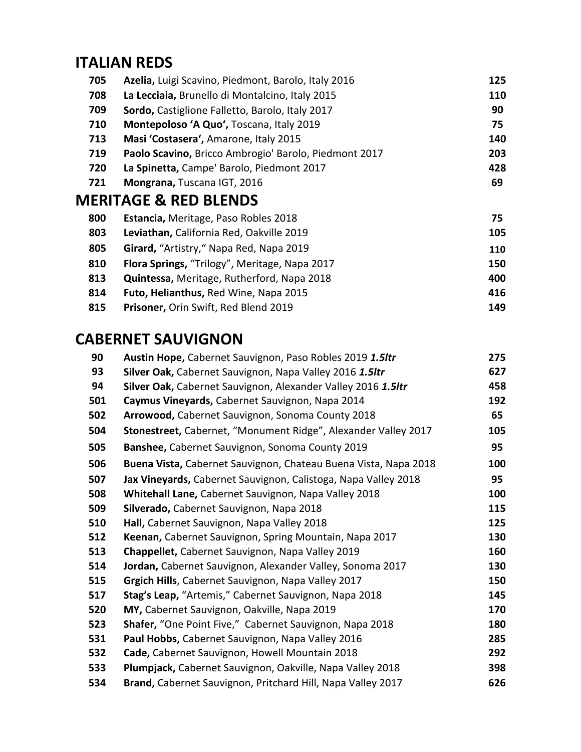## ITALIAN REDS

| | | |
|---|---|---|
| 705 | **Azelia,** Luigi Scavino, Piedmont, Barolo, Italy 2016 | 125 |
| 708 | **La Lecciaia,** Brunello di Montalcino, Italy 2015 | 110 |
| 709 | **Sordo,** Castiglione Falletto, Barolo, Italy 2017 | 90 |
| 710 | **Montepoloso 'A Quo',** Toscana, Italy 2019 | 75 |
| 713 | **Masi 'Costasera',** Amarone, Italy 2015 | 140 |
| 719 | **Paolo Scavino,** Bricco Ambrogio' Barolo, Piedmont 2017 | 203 |
| 720 | **La Spinetta,** Campe' Barolo, Piedmont 2017 | 428 |
| 721 | **Mongrana,** Tuscana IGT, 2016 | 69 |

## MERITAGE & RED BLENDS

| | | |
|---|---|---|
| 800 | **Estancia,** Meritage, Paso Robles 2018 | 75 |
| 803 | **Leviathan,** California Red, Oakville 2019 | 105 |
| 805 | **Girard,** "Artistry," Napa Red, Napa 2019 | 110 |
| 810 | **Flora Springs,** "Trilogy", Meritage, Napa 2017 | 150 |
| 813 | **Quintessa,** Meritage, Rutherford, Napa 2018 | 400 |
| 814 | **Futo, Helianthus,** Red Wine, Napa 2015 | 416 |
| 815 | **Prisoner,** Orin Swift, Red Blend 2019 | 149 |

## CABERNET SAUVIGNON

| | | |
|---|---|---|
| 90 | **Austin Hope,** Cabernet Sauvignon, Paso Robles 2019 ***1.5ltr*** | 275 |
| 93 | **Silver Oak,** Cabernet Sauvignon, Napa Valley 2016 ***1.5ltr*** | 627 |
| 94 | **Silver Oak,** Cabernet Sauvignon, Alexander Valley 2016 ***1.5ltr*** | 458 |
| 501 | **Caymus Vineyards,** Cabernet Sauvignon, Napa 2014 | 192 |
| 502 | **Arrowood,** Cabernet Sauvignon, Sonoma County 2018 | 65 |
| 504 | **Stonestreet,** Cabernet, "Monument Ridge", Alexander Valley 2017 | 105 |
| 505 | **Banshee,** Cabernet Sauvignon, Sonoma County 2019 | 95 |
| 506 | **Buena Vista,** Cabernet Sauvignon, Chateau Buena Vista, Napa 2018 | 100 |
| 507 | **Jax Vineyards,** Cabernet Sauvignon, Calistoga, Napa Valley 2018 | 95 |
| 508 | **Whitehall Lane,** Cabernet Sauvignon, Napa Valley 2018 | 100 |
| 509 | **Silverado,** Cabernet Sauvignon, Napa 2018 | 115 |
| 510 | **Hall,** Cabernet Sauvignon, Napa Valley 2018 | 125 |
| 512 | **Keenan,** Cabernet Sauvignon, Spring Mountain, Napa 2017 | 130 |
| 513 | **Chappellet,** Cabernet Sauvignon, Napa Valley 2019 | 160 |
| 514 | **Jordan,** Cabernet Sauvignon, Alexander Valley, Sonoma 2017 | 130 |
| 515 | **Grgich Hills**, Cabernet Sauvignon, Napa Valley 2017 | 150 |
| 517 | **Stag's Leap,** "Artemis," Cabernet Sauvignon, Napa 2018 | 145 |
| 520 | **MY,** Cabernet Sauvignon, Oakville, Napa 2019 | 170 |
| 523 | **Shafer,** "One Point Five," Cabernet Sauvignon, Napa 2018 | 180 |
| 531 | **Paul Hobbs,** Cabernet Sauvignon, Napa Valley 2016 | 285 |
| 532 | **Cade,** Cabernet Sauvignon, Howell Mountain 2018 | 292 |
| 533 | **Plumpjack,** Cabernet Sauvignon, Oakville, Napa Valley 2018 | 398 |
| 534 | **Brand,** Cabernet Sauvignon, Pritchard Hill, Napa Valley 2017 | 626 |